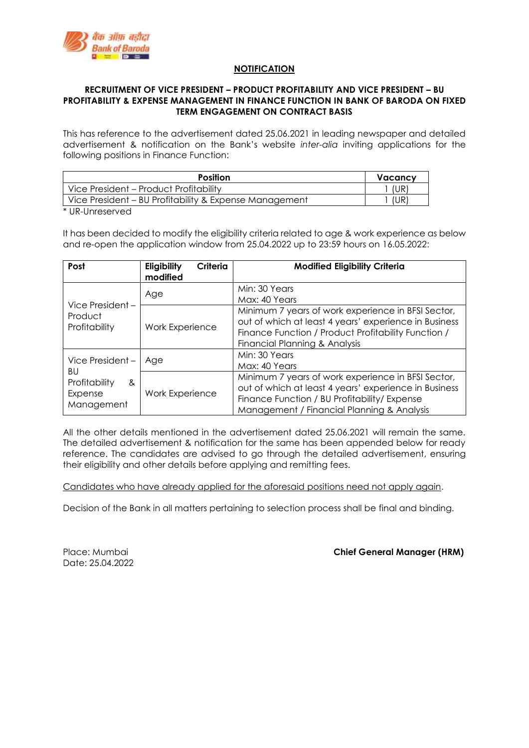## NOTIFICATION

### RECRUITMENT OF VICE PRESIDENT – PRODUCT PROFITABILITY AND VICE PRESIDENT – BU PROFITABILITY & EXPENSE MANAGEMENT IN FINANCE FUNCTION IN BANK OF BARODA ON FIXED TERM ENGAGEMENT ON CONTRACT BASIS

This has reference to the advertisement dated 25.06.2021 in leading newspaper and detailed advertisement & notification on the Bank's website *inter-alia* inviting applications for the following positions in Finance Function:

| Position | Vacancy |
|---|---|
| Vice President – Product Profitability | 1 (UR) |
| Vice President – BU Profitability & Expense Management | 1 (UR) |

* UR-Unreserved

It has been decided to modify the eligibility criteria related to age & work experience as below and re-open the application window from 25.04.2022 up to 23:59 hours on 16.05.2022:

| Post | Eligibility Criteria modified | Modified Eligibility Criteria |
|---|---|---|
| Vice President – Product Profitability | Age | Min: 30 Years<br>Max: 40 Years |
| | Work Experience | Minimum 7 years of work experience in BFSI Sector, out of which at least 4 years' experience in Business Finance Function / Product Profitability Function / Financial Planning & Analysis |
| Vice President – BU Profitability & Expense Management | Age | Min: 30 Years<br>Max: 40 Years |
| | Work Experience | Minimum 7 years of work experience in BFSI Sector, out of which at least 4 years' experience in Business Finance Function / BU Profitability/ Expense Management / Financial Planning & Analysis |

All the other details mentioned in the advertisement dated 25.06.2021 will remain the same. The detailed advertisement & notification for the same has been appended below for ready reference. The candidates are advised to go through the detailed advertisement, ensuring their eligibility and other details before applying and remitting fees.

Candidates who have already applied for the aforesaid positions need not apply again.

Decision of the Bank in all matters pertaining to selection process shall be final and binding.

Place: Mumbai
Date: 25.04.2022

**Chief General Manager (HRM)**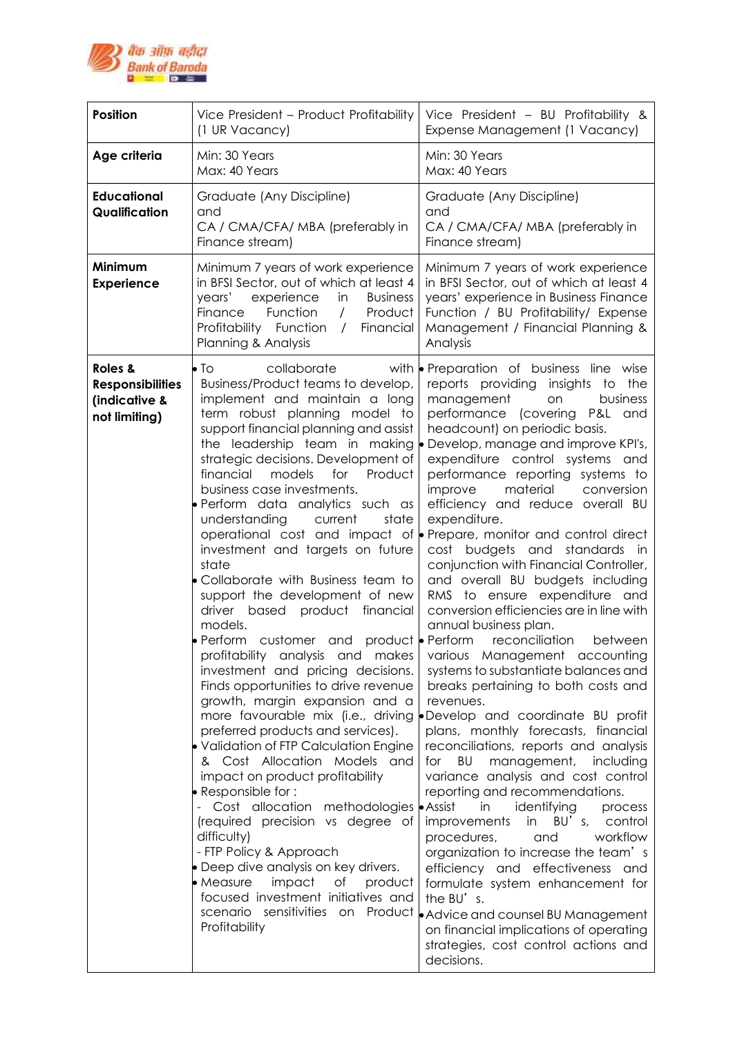| Position | Vice President – Product Profitability (1 UR Vacancy) | Vice President – BU Profitability & Expense Management (1 Vacancy) |
|---|---|---|
| **Age criteria** | Min: 30 Years<br>Max: 40 Years | Min: 30 Years<br>Max: 40 Years |
| **Educational Qualification** | Graduate (Any Discipline)<br>and<br>CA / CMA/CFA/ MBA (preferably in Finance stream) | Graduate (Any Discipline)<br>and<br>CA / CMA/CFA/ MBA (preferably in Finance stream) |
| **Minimum Experience** | Minimum 7 years of work experience in BFSI Sector, out of which at least 4 years' experience in Business Finance Function / Product Profitability Function / Financial Planning & Analysis | Minimum 7 years of work experience in BFSI Sector, out of which at least 4 years' experience in Business Finance Function / BU Profitability/ Expense Management / Financial Planning & Analysis |
| **Roles & Responsibilities (indicative & not limiting)** | • To collaborate with Business/Product teams to develop, implement and maintain a long term robust planning model to support financial planning and assist the leadership team in making strategic decisions. Development of financial models for Product business case investments.<br>• Perform data analytics such as understanding current state operational cost and impact of investment and targets on future state<br>• Collaborate with Business team to support the development of new driver based product financial models.<br>• Perform customer and product profitability analysis and makes investment and pricing decisions. Finds opportunities to drive revenue growth, margin expansion and a more favourable mix (i.e., driving preferred products and services).<br>• Validation of FTP Calculation Engine & Cost Allocation Models and impact on product profitability<br>• Responsible for :<br>- Cost allocation methodologies (required precision vs degree of difficulty)<br>- FTP Policy & Approach<br>• Deep dive analysis on key drivers.<br>• Measure impact of product focused investment initiatives and scenario sensitivities on Product Profitability | • Preparation of business line wise reports providing insights to the management on business performance (covering P&L and headcount) on periodic basis.<br>• Develop, manage and improve KPI's, expenditure control systems and performance reporting systems to improve material conversion efficiency and reduce overall BU expenditure.<br>• Prepare, monitor and control direct cost budgets and standards in conjunction with Financial Controller, and overall BU budgets including RMS to ensure expenditure and conversion efficiencies are in line with annual business plan.<br>• Perform reconciliation between various Management accounting systems to substantiate balances and breaks pertaining to both costs and revenues.<br>• Develop and coordinate BU profit plans, monthly forecasts, financial reconciliations, reports and analysis for BU management, including variance analysis and cost control reporting and recommendations.<br>• Assist in identifying process improvements in BU's, control procedures, and workflow organization to increase the team's efficiency and effectiveness and formulate system enhancement for the BU's.<br>• Advice and counsel BU Management on financial implications of operating strategies, cost control actions and decisions. |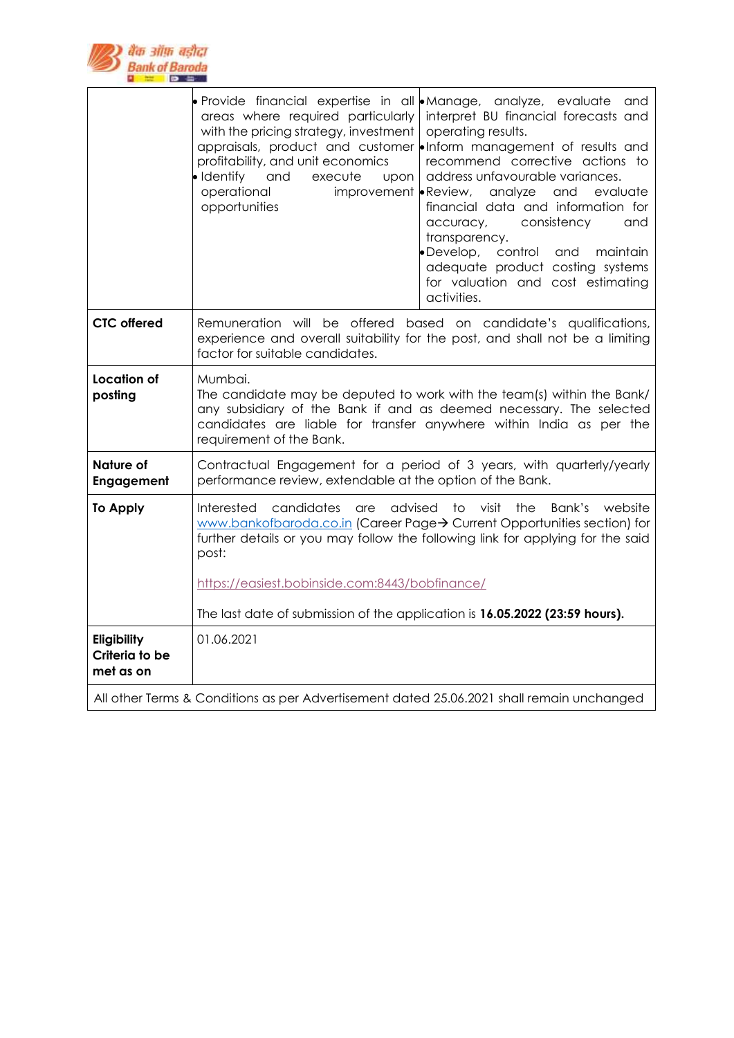| | | |
|---|---|---|
| | • Provide financial expertise in all areas where required particularly with the pricing strategy, investment appraisals, product and customer profitability, and unit economics<br>• Identify and execute upon operational improvement opportunities | • Manage, analyze, evaluate and interpret BU financial forecasts and operating results.<br>• Inform management of results and recommend corrective actions to address unfavourable variances.<br>• Review, analyze and evaluate financial data and information for accuracy, consistency and transparency.<br>• Develop, control and maintain adequate product costing systems for valuation and cost estimating activities. |
| **CTC offered** | Remuneration will be offered based on candidate's qualifications, experience and overall suitability for the post, and shall not be a limiting factor for suitable candidates. | |
| **Location of posting** | Mumbai.<br>The candidate may be deputed to work with the team(s) within the Bank/ any subsidiary of the Bank if and as deemed necessary. The selected candidates are liable for transfer anywhere within India as per the requirement of the Bank. | |
| **Nature of Engagement** | Contractual Engagement for a period of 3 years, with quarterly/yearly performance review, extendable at the option of the Bank. | |
| **To Apply** | Interested candidates are advised to visit the Bank's website www.bankofbaroda.co.in (Career Page→ Current Opportunities section) for further details or you may follow the following link for applying for the said post:<br><br>https://easiest.bobinside.com:8443/bobfinance/<br><br>The last date of submission of the application is **16.05.2022 (23:59 hours).** | |
| **Eligibility Criteria to be met as on** | 01.06.2021 | |
| All other Terms & Conditions as per Advertisement dated 25.06.2021 shall remain unchanged | | |